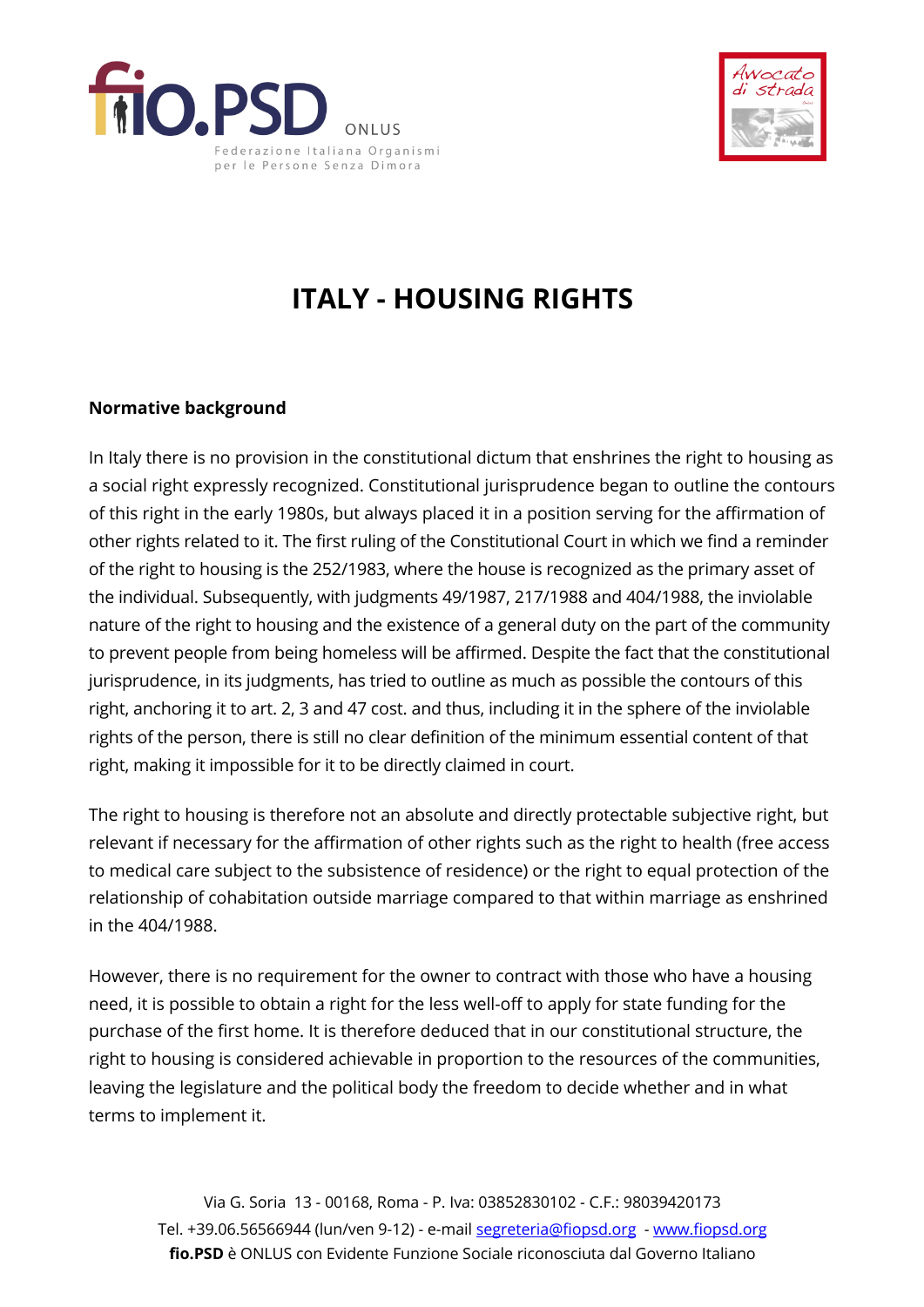# ITALY - HOUSING RIGHTS

**Normative background**

In Italy there is no provision in the constitutional dictum that enshrines the right to housing as a social right expressly recognized. Constitutional jurisprudence began to outline the contours of this right in the early 1980s, but always placed it in a position serving for the affirmation of other rights related to it. The first ruling of the Constitutional Court in which we find a reminder of the right to housing is the 252/1983, where the house is recognized as the primary asset of the individual. Subsequently, with judgments 49/1987, 217/1988 and 404/1988, the inviolable nature of the right to housing and the existence of a general duty on the part of the community to prevent people from being homeless will be affirmed. Despite the fact that the constitutional jurisprudence, in its judgments, has tried to outline as much as possible the contours of this right, anchoring it to art. 2, 3 and 47 cost. and thus, including it in the sphere of the inviolable rights of the person, there is still no clear definition of the minimum essential content of that right, making it impossible for it to be directly claimed in court.

The right to housing is therefore not an absolute and directly protectable subjective right, but relevant if necessary for the affirmation of other rights such as the right to health (free access to medical care subject to the subsistence of residence) or the right to equal protection of the relationship of cohabitation outside marriage compared to that within marriage as enshrined in the 404/1988.

However, there is no requirement for the owner to contract with those who have a housing need, it is possible to obtain a right for the less well-off to apply for state funding for the purchase of the first home. It is therefore deduced that in our constitutional structure, the right to housing is considered achievable in proportion to the resources of the communities, leaving the legislature and the political body the freedom to decide whether and in what terms to implement it.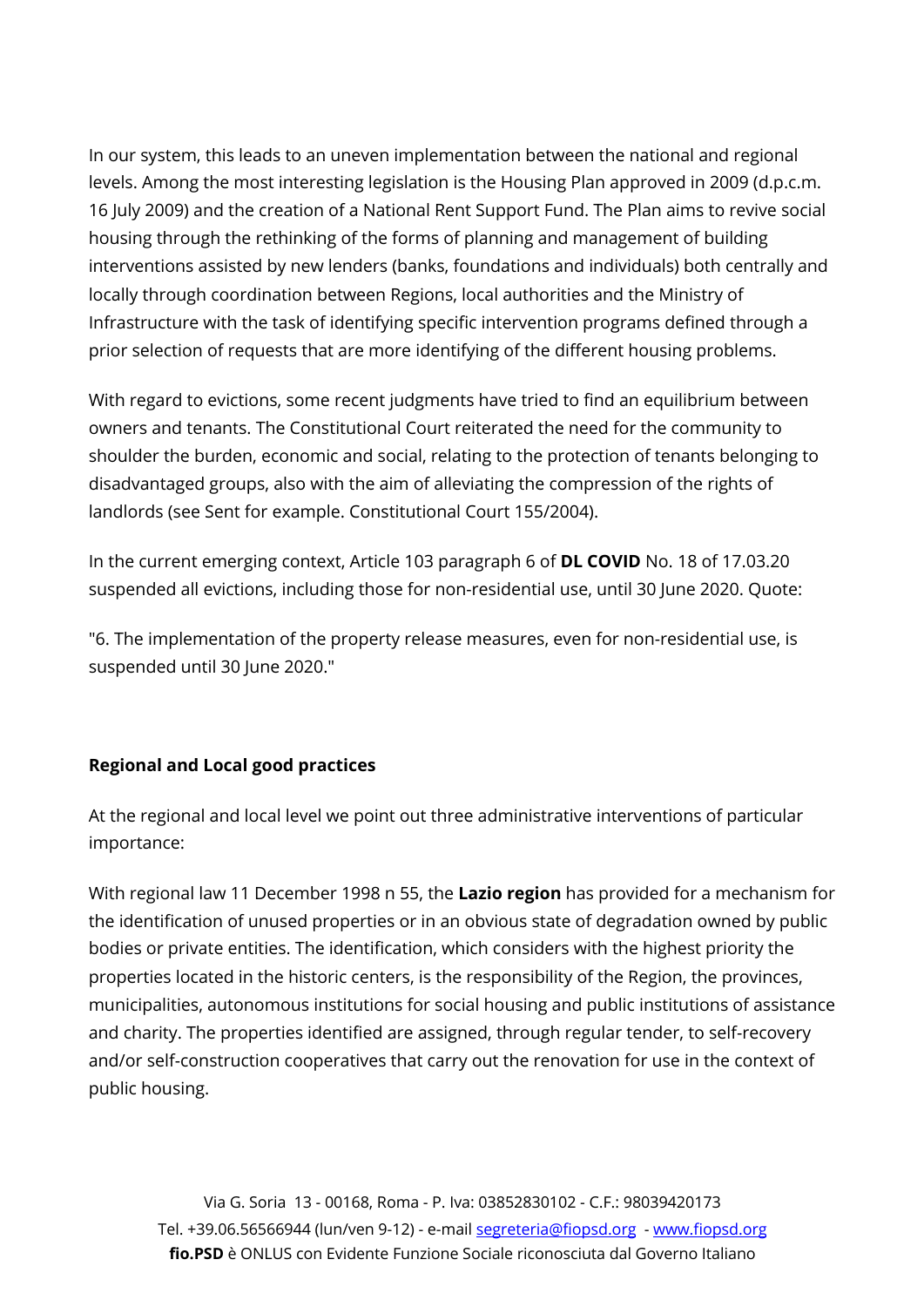In our system, this leads to an uneven implementation between the national and regional levels. Among the most interesting legislation is the Housing Plan approved in 2009 (d.p.c.m. 16 July 2009) and the creation of a National Rent Support Fund. The Plan aims to revive social housing through the rethinking of the forms of planning and management of building interventions assisted by new lenders (banks, foundations and individuals) both centrally and locally through coordination between Regions, local authorities and the Ministry of Infrastructure with the task of identifying specific intervention programs defined through a prior selection of requests that are more identifying of the different housing problems.

With regard to evictions, some recent judgments have tried to find an equilibrium between owners and tenants. The Constitutional Court reiterated the need for the community to shoulder the burden, economic and social, relating to the protection of tenants belonging to disadvantaged groups, also with the aim of alleviating the compression of the rights of landlords (see Sent for example. Constitutional Court 155/2004).

In the current emerging context, Article 103 paragraph 6 of **DL COVID** No. 18 of 17.03.20 suspended all evictions, including those for non-residential use, until 30 June 2020. Quote:

"6. The implementation of the property release measures, even for non-residential use, is suspended until 30 June 2020."

**Regional and Local good practices**

At the regional and local level we point out three administrative interventions of particular importance:

With regional law 11 December 1998 n 55, the **Lazio region** has provided for a mechanism for the identification of unused properties or in an obvious state of degradation owned by public bodies or private entities. The identification, which considers with the highest priority the properties located in the historic centers, is the responsibility of the Region, the provinces, municipalities, autonomous institutions for social housing and public institutions of assistance and charity. The properties identified are assigned, through regular tender, to self-recovery and/or self-construction cooperatives that carry out the renovation for use in the context of public housing.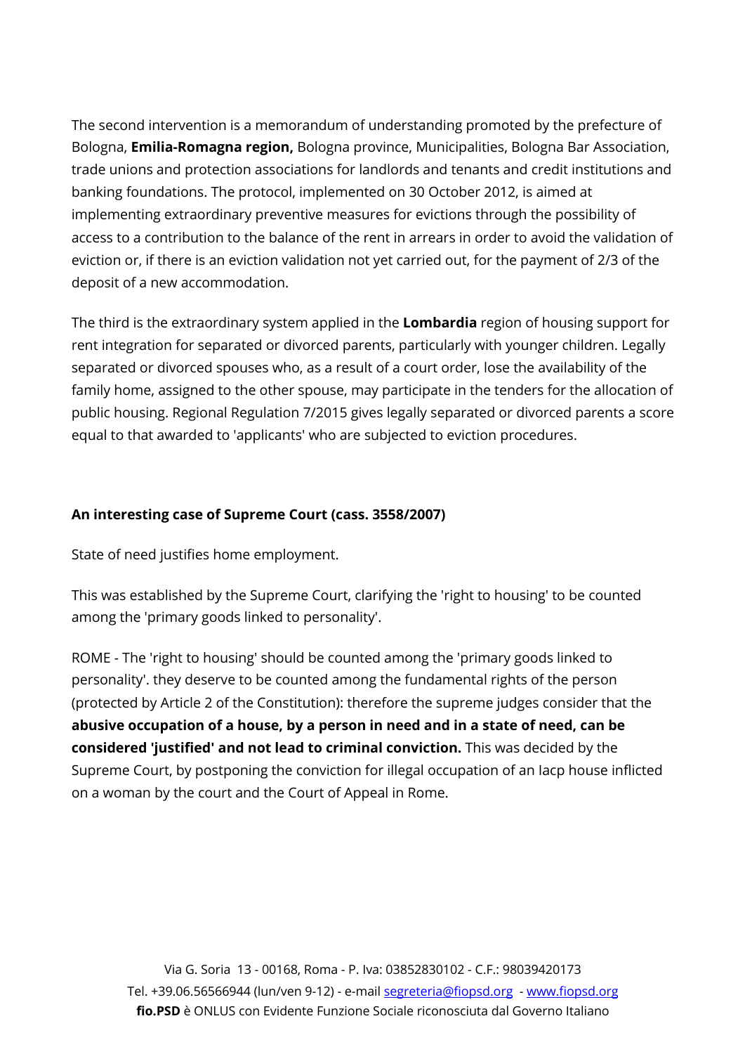The second intervention is a memorandum of understanding promoted by the prefecture of Bologna, **Emilia-Romagna region,** Bologna province, Municipalities, Bologna Bar Association, trade unions and protection associations for landlords and tenants and credit institutions and banking foundations. The protocol, implemented on 30 October 2012, is aimed at implementing extraordinary preventive measures for evictions through the possibility of access to a contribution to the balance of the rent in arrears in order to avoid the validation of eviction or, if there is an eviction validation not yet carried out, for the payment of 2/3 of the deposit of a new accommodation.

The third is the extraordinary system applied in the **Lombardia** region of housing support for rent integration for separated or divorced parents, particularly with younger children. Legally separated or divorced spouses who, as a result of a court order, lose the availability of the family home, assigned to the other spouse, may participate in the tenders for the allocation of public housing. Regional Regulation 7/2015 gives legally separated or divorced parents a score equal to that awarded to 'applicants' who are subjected to eviction procedures.

**An interesting case of Supreme Court (cass. 3558/2007)**

State of need justifies home employment.

This was established by the Supreme Court, clarifying the 'right to housing' to be counted among the 'primary goods linked to personality'.

ROME - The 'right to housing' should be counted among the 'primary goods linked to personality'. they deserve to be counted among the fundamental rights of the person (protected by Article 2 of the Constitution): therefore the supreme judges consider that the **abusive occupation of a house, by a person in need and in a state of need, can be considered 'justified' and not lead to criminal conviction.** This was decided by the Supreme Court, by postponing the conviction for illegal occupation of an Iacp house inflicted on a woman by the court and the Court of Appeal in Rome.